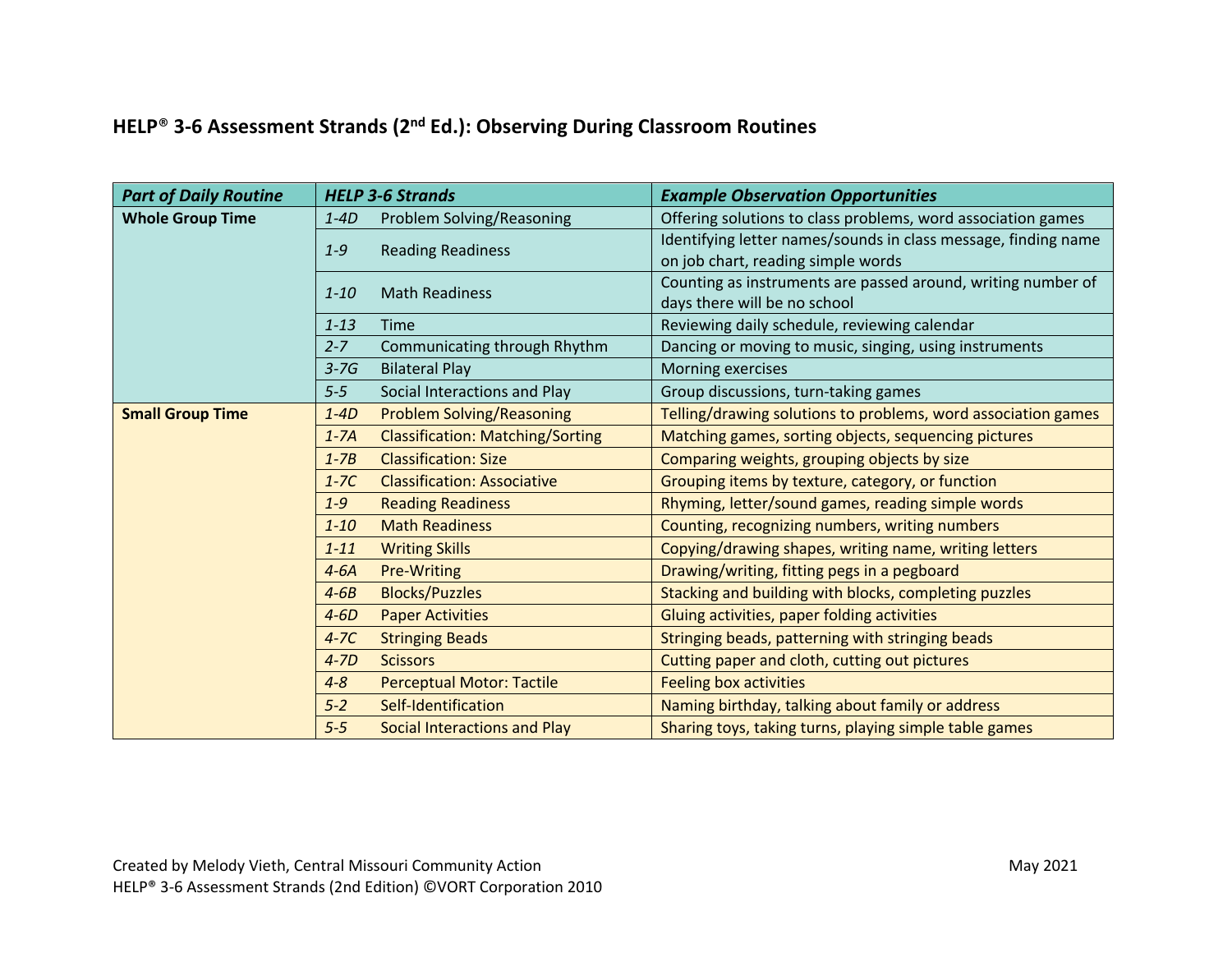## HELP® 3-6 Assessment Strands (2nd Ed.): Observing During Classroom Routines

| ***Part of Daily Routine*** | ***HELP 3-6 Strands*** | | ***Example Observation Opportunities*** |
|---|---|---|---|
| **Whole Group Time** | *1-4D* | Problem Solving/Reasoning | Offering solutions to class problems, word association games |
| | *1-9* | Reading Readiness | Identifying letter names/sounds in class message, finding name on job chart, reading simple words |
| | *1-10* | Math Readiness | Counting as instruments are passed around, writing number of days there will be no school |
| | *1-13* | Time | Reviewing daily schedule, reviewing calendar |
| | *2-7* | Communicating through Rhythm | Dancing or moving to music, singing, using instruments |
| | *3-7G* | Bilateral Play | Morning exercises |
| | *5-5* | Social Interactions and Play | Group discussions, turn-taking games |
| **Small Group Time** | *1-4D* | Problem Solving/Reasoning | Telling/drawing solutions to problems, word association games |
| | *1-7A* | Classification: Matching/Sorting | Matching games, sorting objects, sequencing pictures |
| | *1-7B* | Classification: Size | Comparing weights, grouping objects by size |
| | *1-7C* | Classification: Associative | Grouping items by texture, category, or function |
| | *1-9* | Reading Readiness | Rhyming, letter/sound games, reading simple words |
| | *1-10* | Math Readiness | Counting, recognizing numbers, writing numbers |
| | *1-11* | Writing Skills | Copying/drawing shapes, writing name, writing letters |
| | *4-6A* | Pre-Writing | Drawing/writing, fitting pegs in a pegboard |
| | *4-6B* | Blocks/Puzzles | Stacking and building with blocks, completing puzzles |
| | *4-6D* | Paper Activities | Gluing activities, paper folding activities |
| | *4-7C* | Stringing Beads | Stringing beads, patterning with stringing beads |
| | *4-7D* | Scissors | Cutting paper and cloth, cutting out pictures |
| | *4-8* | Perceptual Motor: Tactile | Feeling box activities |
| | *5-2* | Self-Identification | Naming birthday, talking about family or address |
| | *5-5* | Social Interactions and Play | Sharing toys, taking turns, playing simple table games |

Created by Melody Vieth, Central Missouri Community Action — May 2021

HELP® 3-6 Assessment Strands (2nd Edition) ©VORT Corporation 2010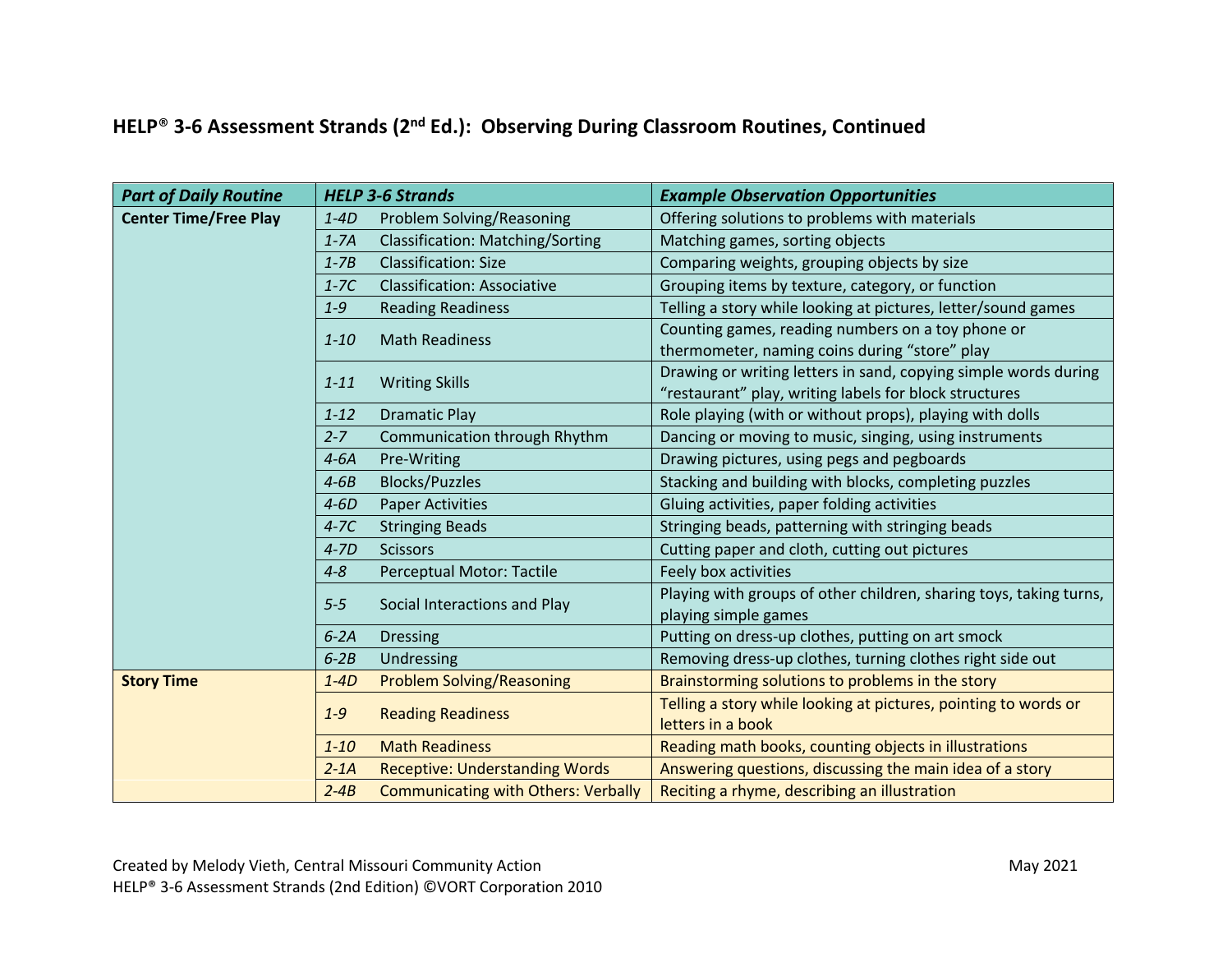## HELP® 3-6 Assessment Strands (2nd Ed.): Observing During Classroom Routines, Continued

| *Part of Daily Routine* | *HELP 3-6 Strands* | | *Example Observation Opportunities* |
|---|---|---|---|
| **Center Time/Free Play** | *1-4D* | Problem Solving/Reasoning | Offering solutions to problems with materials |
| | *1-7A* | Classification: Matching/Sorting | Matching games, sorting objects |
| | *1-7B* | Classification: Size | Comparing weights, grouping objects by size |
| | *1-7C* | Classification: Associative | Grouping items by texture, category, or function |
| | *1-9* | Reading Readiness | Telling a story while looking at pictures, letter/sound games |
| | *1-10* | Math Readiness | Counting games, reading numbers on a toy phone or thermometer, naming coins during "store" play |
| | *1-11* | Writing Skills | Drawing or writing letters in sand, copying simple words during "restaurant" play, writing labels for block structures |
| | *1-12* | Dramatic Play | Role playing (with or without props), playing with dolls |
| | *2-7* | Communication through Rhythm | Dancing or moving to music, singing, using instruments |
| | *4-6A* | Pre-Writing | Drawing pictures, using pegs and pegboards |
| | *4-6B* | Blocks/Puzzles | Stacking and building with blocks, completing puzzles |
| | *4-6D* | Paper Activities | Gluing activities, paper folding activities |
| | *4-7C* | Stringing Beads | Stringing beads, patterning with stringing beads |
| | *4-7D* | Scissors | Cutting paper and cloth, cutting out pictures |
| | *4-8* | Perceptual Motor: Tactile | Feely box activities |
| | *5-5* | Social Interactions and Play | Playing with groups of other children, sharing toys, taking turns, playing simple games |
| | *6-2A* | Dressing | Putting on dress-up clothes, putting on art smock |
| | *6-2B* | Undressing | Removing dress-up clothes, turning clothes right side out |
| **Story Time** | *1-4D* | Problem Solving/Reasoning | Brainstorming solutions to problems in the story |
| | *1-9* | Reading Readiness | Telling a story while looking at pictures, pointing to words or letters in a book |
| | *1-10* | Math Readiness | Reading math books, counting objects in illustrations |
| | *2-1A* | Receptive: Understanding Words | Answering questions, discussing the main idea of a story |
| | *2-4B* | Communicating with Others: Verbally | Reciting a rhyme, describing an illustration |

Created by Melody Vieth, Central Missouri Community Action May 2021
HELP® 3-6 Assessment Strands (2nd Edition) ©VORT Corporation 2010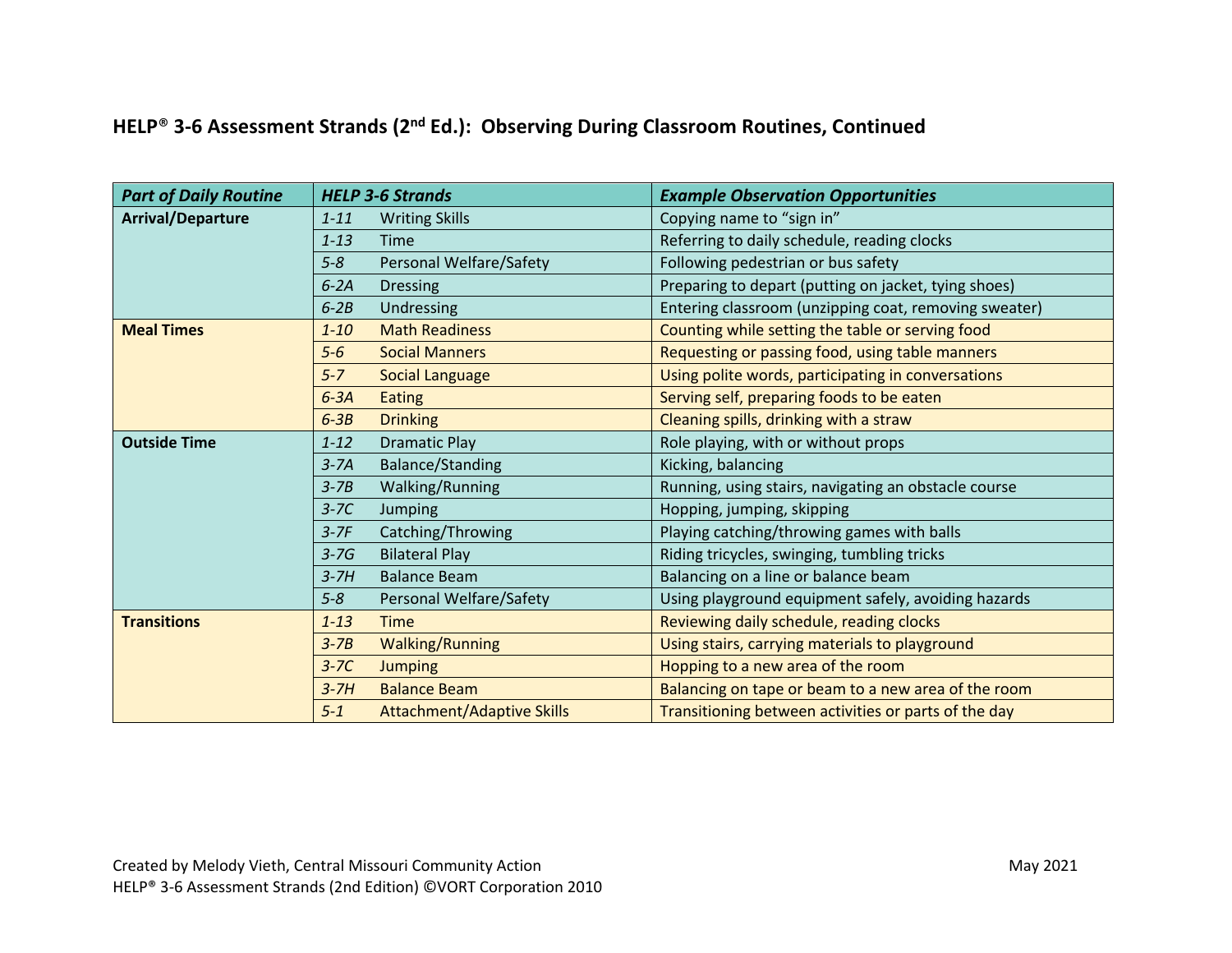# HELP® 3-6 Assessment Strands (2nd Ed.): Observing During Classroom Routines, Continued

| *Part of Daily Routine* | *HELP 3-6 Strands* | | *Example Observation Opportunities* |
|---|---|---|---|
| **Arrival/Departure** | *1-11* | Writing Skills | Copying name to "sign in" |
| | *1-13* | Time | Referring to daily schedule, reading clocks |
| | *5-8* | Personal Welfare/Safety | Following pedestrian or bus safety |
| | *6-2A* | Dressing | Preparing to depart (putting on jacket, tying shoes) |
| | *6-2B* | Undressing | Entering classroom (unzipping coat, removing sweater) |
| **Meal Times** | *1-10* | Math Readiness | Counting while setting the table or serving food |
| | *5-6* | Social Manners | Requesting or passing food, using table manners |
| | *5-7* | Social Language | Using polite words, participating in conversations |
| | *6-3A* | Eating | Serving self, preparing foods to be eaten |
| | *6-3B* | Drinking | Cleaning spills, drinking with a straw |
| **Outside Time** | *1-12* | Dramatic Play | Role playing, with or without props |
| | *3-7A* | Balance/Standing | Kicking, balancing |
| | *3-7B* | Walking/Running | Running, using stairs, navigating an obstacle course |
| | *3-7C* | Jumping | Hopping, jumping, skipping |
| | *3-7F* | Catching/Throwing | Playing catching/throwing games with balls |
| | *3-7G* | Bilateral Play | Riding tricycles, swinging, tumbling tricks |
| | *3-7H* | Balance Beam | Balancing on a line or balance beam |
| | *5-8* | Personal Welfare/Safety | Using playground equipment safely, avoiding hazards |
| **Transitions** | *1-13* | Time | Reviewing daily schedule, reading clocks |
| | *3-7B* | Walking/Running | Using stairs, carrying materials to playground |
| | *3-7C* | Jumping | Hopping to a new area of the room |
| | *3-7H* | Balance Beam | Balancing on tape or beam to a new area of the room |
| | *5-1* | Attachment/Adaptive Skills | Transitioning between activities or parts of the day |

Created by Melody Vieth, Central Missouri Community Action — May 2021

HELP® 3-6 Assessment Strands (2nd Edition) ©VORT Corporation 2010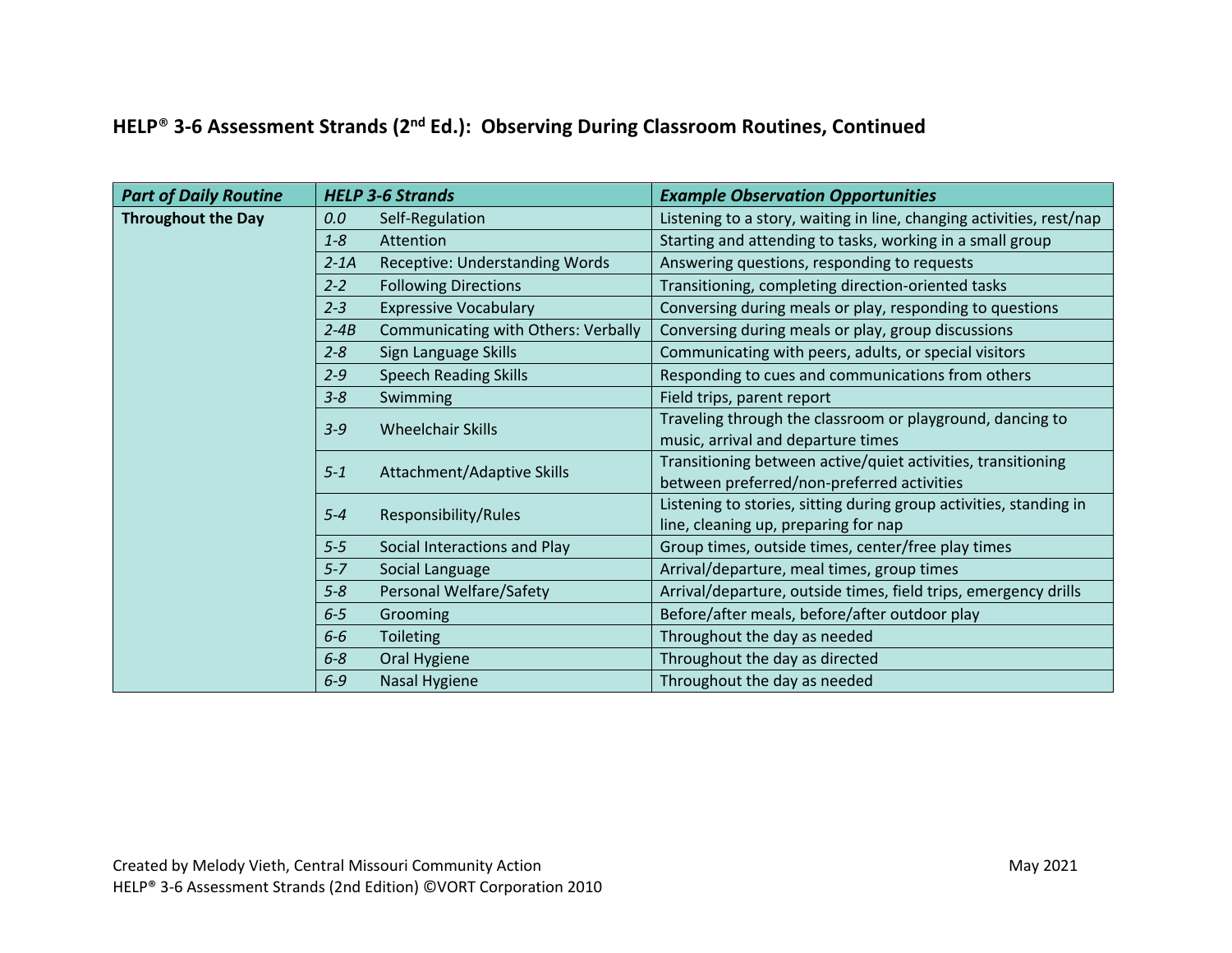## HELP® 3-6 Assessment Strands (2nd Ed.): Observing During Classroom Routines, Continued

| ***Part of Daily Routine*** | ***HELP 3-6 Strands*** | | ***Example Observation Opportunities*** |
|---|---|---|---|
| **Throughout the Day** | *0.0* | Self-Regulation | Listening to a story, waiting in line, changing activities, rest/nap |
| | *1-8* | Attention | Starting and attending to tasks, working in a small group |
| | *2-1A* | Receptive: Understanding Words | Answering questions, responding to requests |
| | *2-2* | Following Directions | Transitioning, completing direction-oriented tasks |
| | *2-3* | Expressive Vocabulary | Conversing during meals or play, responding to questions |
| | *2-4B* | Communicating with Others: Verbally | Conversing during meals or play, group discussions |
| | *2-8* | Sign Language Skills | Communicating with peers, adults, or special visitors |
| | *2-9* | Speech Reading Skills | Responding to cues and communications from others |
| | *3-8* | Swimming | Field trips, parent report |
| | *3-9* | Wheelchair Skills | Traveling through the classroom or playground, dancing to music, arrival and departure times |
| | *5-1* | Attachment/Adaptive Skills | Transitioning between active/quiet activities, transitioning between preferred/non-preferred activities |
| | *5-4* | Responsibility/Rules | Listening to stories, sitting during group activities, standing in line, cleaning up, preparing for nap |
| | *5-5* | Social Interactions and Play | Group times, outside times, center/free play times |
| | *5-7* | Social Language | Arrival/departure, meal times, group times |
| | *5-8* | Personal Welfare/Safety | Arrival/departure, outside times, field trips, emergency drills |
| | *6-5* | Grooming | Before/after meals, before/after outdoor play |
| | *6-6* | Toileting | Throughout the day as needed |
| | *6-8* | Oral Hygiene | Throughout the day as directed |
| | *6-9* | Nasal Hygiene | Throughout the day as needed |

Created by Melody Vieth, Central Missouri Community Action May 2021
HELP® 3-6 Assessment Strands (2nd Edition) ©VORT Corporation 2010